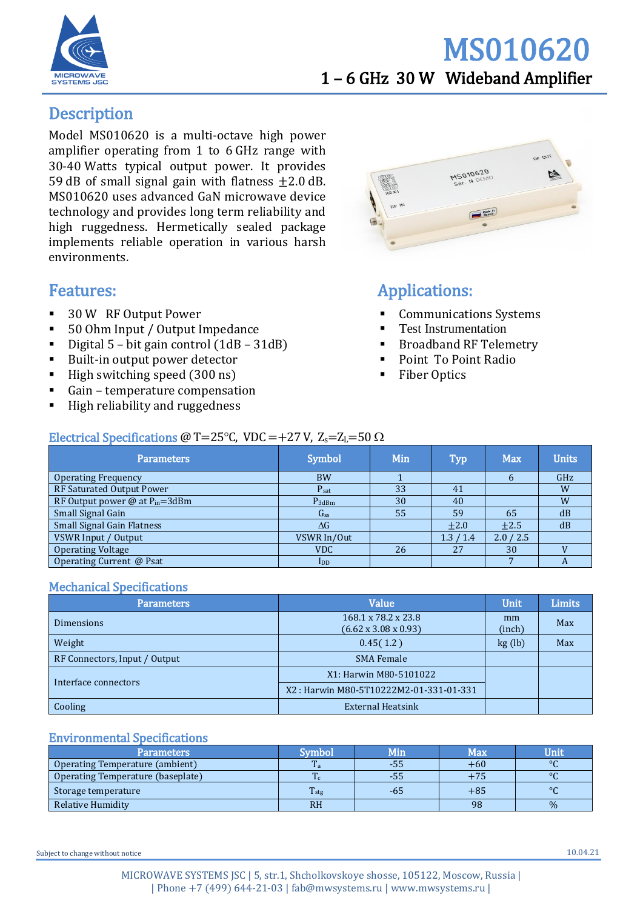# MS010620

## 1 – 6 GHz 30 W Wideband Amplifier

## Description

Model MS010620 is a multi-octave high power amplifier operating from 1 to 6 GHz range with 30-40 Watts typical output power. It provides 59 dB of small signal gain with flatness ±2.0 dB. MS010620 uses advanced GaN microwave device technology and provides long term reliability and high ruggedness. Hermetically sealed package implements reliable operation in various harsh environments.

## Features:

- 30 W RF Output Power
- 50 Ohm Input / Output Impedance
- Digital 5 – bit gain control (1dB – 31dB)
- Built-in output power detector
- High switching speed (300 ns)
- Gain – temperature compensation
- High reliability and ruggedness

## Applications:

- Communications Systems
- Test Instrumentation
- Broadband RF Telemetry
- Point To Point Radio
- Fiber Optics

## Electrical Specifications @ T=25°C, VDC=+27 V, $Z_s$=$Z_L$=50 Ω

| Parameters | Symbol | Min | Typ | Max | Units |
|---|---|---|---|---|---|
| Operating Frequency | BW | 1 | | 6 | GHz |
| RF Saturated Output Power | $P_{sat}$ | 33 | 41 | | W |
| RF Output power @ at $P_{in}$=3dBm | $P_{3dBm}$ | 30 | 40 | | W |
| Small Signal Gain | $G_{ss}$ | 55 | 59 | 65 | dB |
| Small Signal Gain Flatness | ΔG | | ±2.0 | ±2.5 | dB |
| VSWR Input / Output | VSWR In/Out | | 1.3 / 1.4 | 2.0 / 2.5 | |
| Operating Voltage | VDC | 26 | 27 | 30 | V |
| Operating Current @ Psat | $I_{DD}$ | | | 7 | A |

## Mechanical Specifications

| Parameters | Value | Unit | Limits |
|---|---|---|---|
| Dimensions | 168.1 x 78.2 x 23.8 (6.62 x 3.08 x 0.93) | mm (inch) | Max |
| Weight | 0.45( 1.2 ) | kg (lb) | Max |
| RF Connectors, Input / Output | SMA Female | | |
| Interface connectors | X1: Harwin M80-5101022 | | |
| | X2 : Harwin M80-5T10222M2-01-331-01-331 | | |
| Cooling | External Heatsink | | |

## Environmental Specifications

| Parameters | Symbol | Min | Max | Unit |
|---|---|---|---|---|
| Operating Temperature (ambient) | $T_a$ | -55 | +60 | °C |
| Operating Temperature (baseplate) | $T_c$ | -55 | +75 | °C |
| Storage temperature | $T_{stg}$ | -65 | +85 | °C |
| Relative Humidity | RH | | 98 | % |

Subject to change without notice

10.04.21

MICROWAVE SYSTEMS JSC | 5, str.1, Shcholkovskoye shosse, 105122, Moscow, Russia |
| Phone +7 (499) 644-21-03 | fab@mwsystems.ru | www.mwsystems.ru |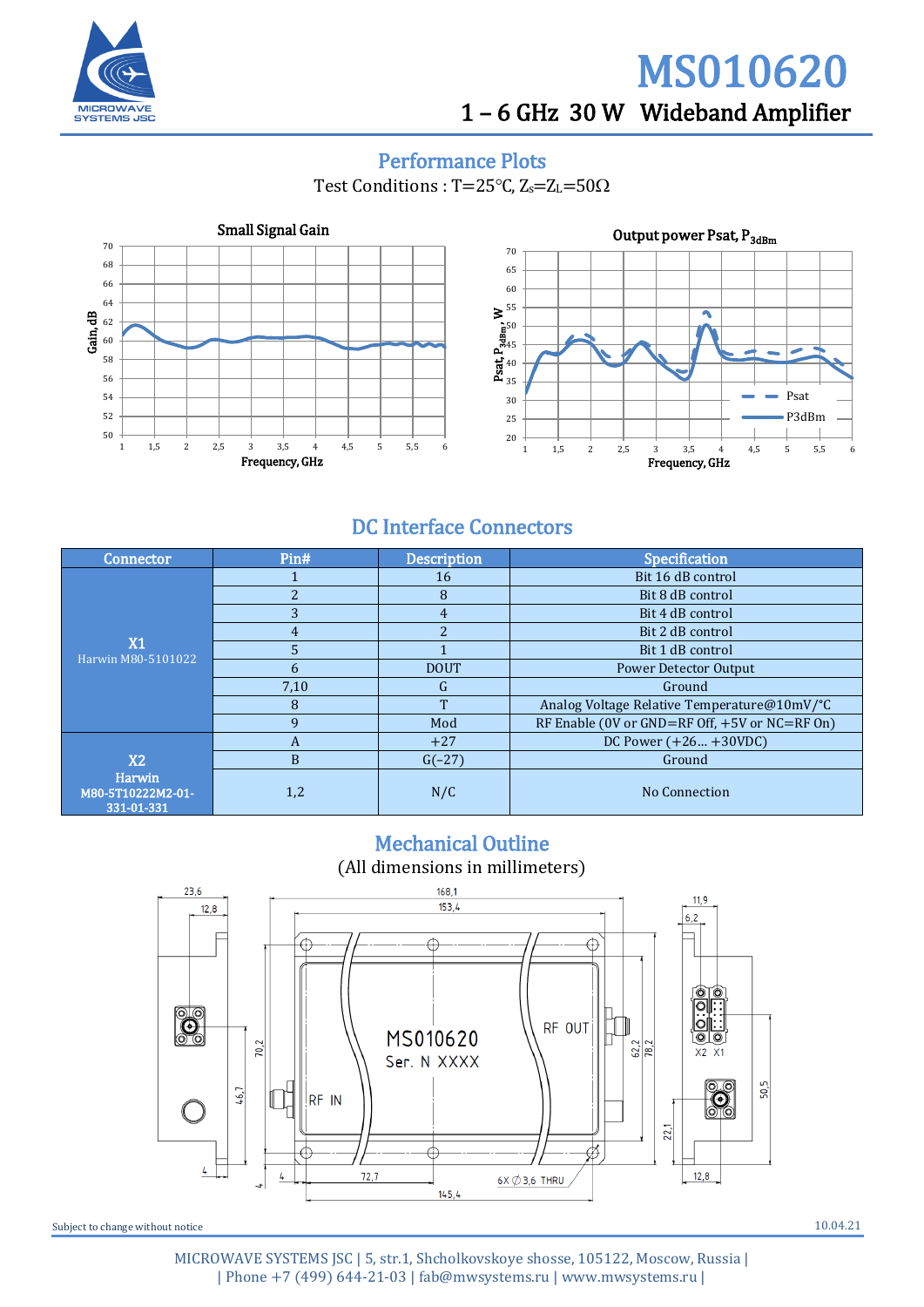# MS010620

## 1 – 6 GHz 30 W Wideband Amplifier

## Performance Plots

Test Conditions : T=25°C, $Z_s$=$Z_L$=50Ω

Small Signal Gain

Gain, dB

70, 68, 66, 64, 62, 60, 58, 56, 54, 52, 50

1, 1,5, 2, 2,5, 3, 3,5, 4, 4,5, 5, 5,5, 6

Frequency, GHz

Output power Psat, $P_{3dBm}$

Psat, $P_{3dBm}$, W

70, 65, 60, 55, 50, 45, 40, 35, 30, 25, 20

1, 1,5, 2, 2,5, 3, 3,5, 4, 4,5, 5, 5,5, 6

Frequency, GHz

Psat

P3dBm

## DC Interface Connectors

| Connector | Pin# | Description | Specification |
|---|---|---|---|
| **X1** Harwin M80-5101022 | 1 | 16 | Bit 16 dB control |
| | 2 | 8 | Bit 8 dB control |
| | 3 | 4 | Bit 4 dB control |
| | 4 | 2 | Bit 2 dB control |
| | 5 | 1 | Bit 1 dB control |
| | 6 | DOUT | Power Detector Output |
| | 7,10 | G | Ground |
| | 8 | T | Analog Voltage Relative Temperature@10mV/°C |
| | 9 | Mod | RF Enable (0V or GND=RF Off, +5V or NC=RF On) |
| **X2** Harwin M80-5T10222M2-01-331-01-331 | A | +27 | DC Power (+26… +30VDC) |
| | B | G(–27) | Ground |
| | 1,2 | N/C | No Connection |

## Mechanical Outline

(All dimensions in millimeters)

23,6
12,8
46,7
4
168,1
153,4
70,2
62,2
78,2
4
72,7
145,4
6X ∅3,6 THRU
MS010620
Ser. N XXXX
RF IN
RF OUT
11,9
6,2
X2 X1
50,5
22,1
12,8

Subject to change without notice

10.04.21

MICROWAVE SYSTEMS JSC | 5, str.1, Shcholkovskoye shosse, 105122, Moscow, Russia |
| Phone +7 (499) 644-21-03 | fab@mwsystems.ru | www.mwsystems.ru |